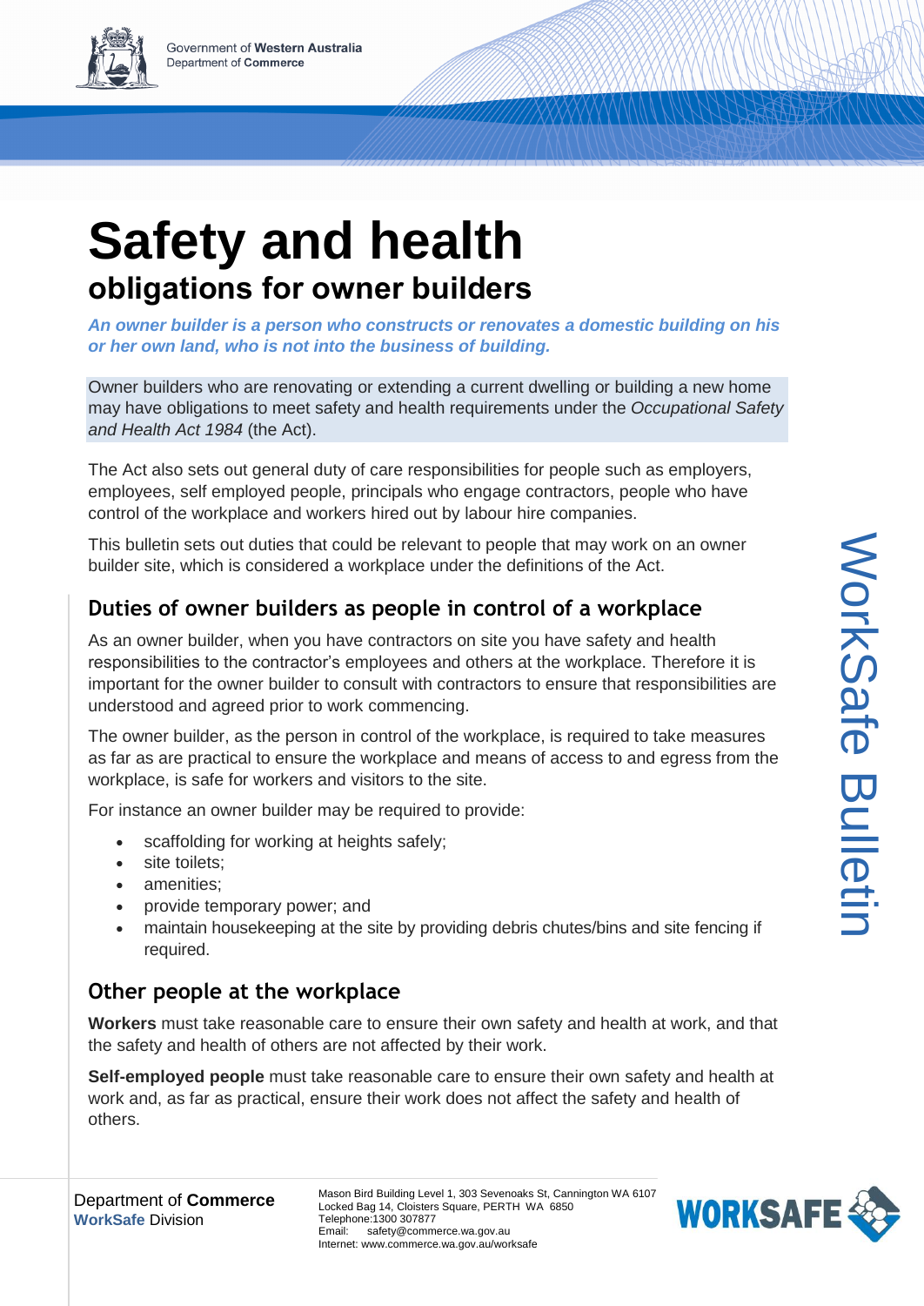Government of Western Australia
Department of Commerce

# Safety and health

## obligations for owner builders

***An owner builder is a person who constructs or renovates a domestic building on his or her own land, who is not into the business of building.***

Owner builders who are renovating or extending a current dwelling or building a new home may have obligations to meet safety and health requirements under the *Occupational Safety and Health Act 1984* (the Act).

The Act also sets out general duty of care responsibilities for people such as employers, employees, self employed people, principals who engage contractors, people who have control of the workplace and workers hired out by labour hire companies.

This bulletin sets out duties that could be relevant to people that may work on an owner builder site, which is considered a workplace under the definitions of the Act.

### Duties of owner builders as people in control of a workplace

As an owner builder, when you have contractors on site you have safety and health responsibilities to the contractor's employees and others at the workplace. Therefore it is important for the owner builder to consult with contractors to ensure that responsibilities are understood and agreed prior to work commencing.

The owner builder, as the person in control of the workplace, is required to take measures as far as are practical to ensure the workplace and means of access to and egress from the workplace, is safe for workers and visitors to the site.

For instance an owner builder may be required to provide:

- scaffolding for working at heights safely;
- site toilets;
- amenities;
- provide temporary power; and
- maintain housekeeping at the site by providing debris chutes/bins and site fencing if required.

### Other people at the workplace

**Workers** must take reasonable care to ensure their own safety and health at work, and that the safety and health of others are not affected by their work.

**Self-employed people** must take reasonable care to ensure their own safety and health at work and, as far as practical, ensure their work does not affect the safety and health of others.

WorkSafe Bulletin

Department of **Commerce**
**WorkSafe** Division

Mason Bird Building Level 1, 303 Sevenoaks St, Cannington WA 6107
Locked Bag 14, Cloisters Square, PERTH WA 6850
Telephone:1300 307877
Email: safety@commerce.wa.gov.au
Internet: www.commerce.wa.gov.au/worksafe

WORKSAFE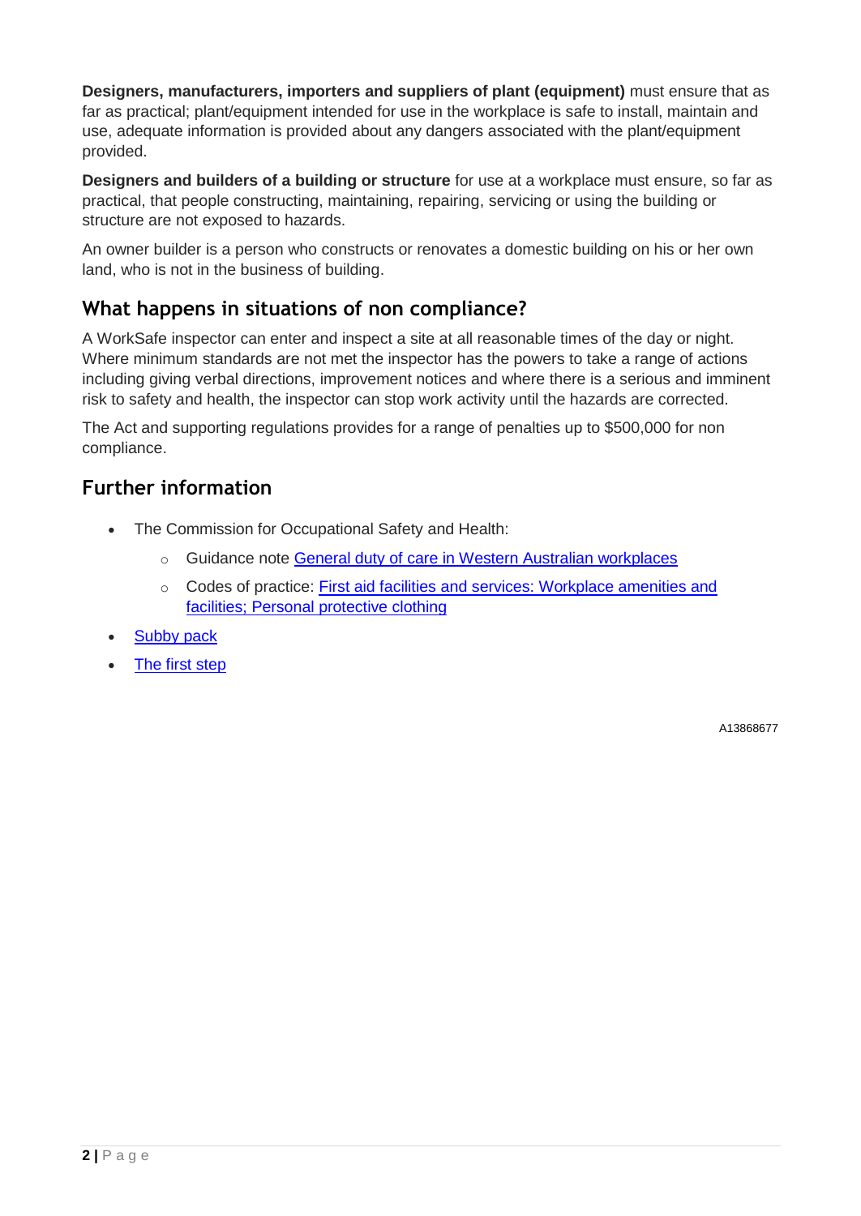**Designers, manufacturers, importers and suppliers of plant (equipment)** must ensure that as far as practical; plant/equipment intended for use in the workplace is safe to install, maintain and use, adequate information is provided about any dangers associated with the plant/equipment provided.

**Designers and builders of a building or structure** for use at a workplace must ensure, so far as practical, that people constructing, maintaining, repairing, servicing or using the building or structure are not exposed to hazards.

An owner builder is a person who constructs or renovates a domestic building on his or her own land, who is not in the business of building.

## What happens in situations of non compliance?

A WorkSafe inspector can enter and inspect a site at all reasonable times of the day or night. Where minimum standards are not met the inspector has the powers to take a range of actions including giving verbal directions, improvement notices and where there is a serious and imminent risk to safety and health, the inspector can stop work activity until the hazards are corrected.

The Act and supporting regulations provides for a range of penalties up to $500,000 for non compliance.

## Further information

- The Commission for Occupational Safety and Health:
  - Guidance note General duty of care in Western Australian workplaces
  - Codes of practice: First aid facilities and services: Workplace amenities and facilities; Personal protective clothing
- Subby pack
- The first step

A13868677